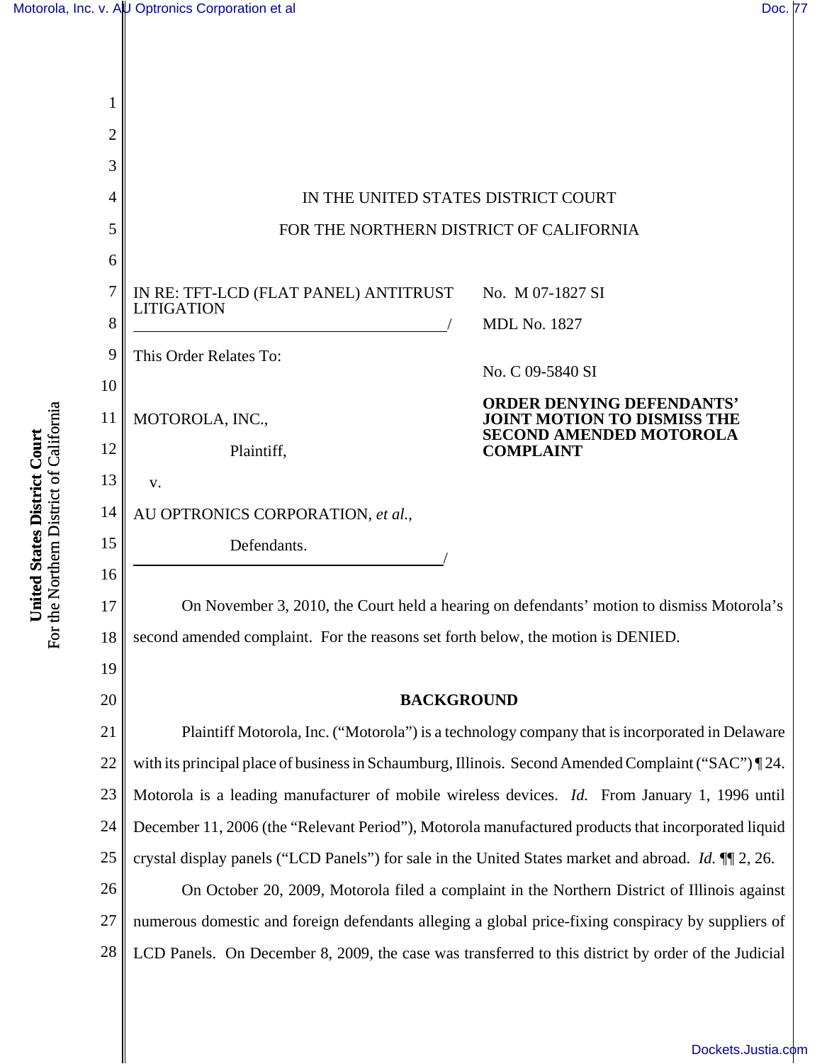IN THE UNITED STATES DISTRICT COURT

FOR THE NORTHERN DISTRICT OF CALIFORNIA

IN RE: TFT-LCD (FLAT PANEL) ANTITRUST LITIGATION
/

No. M 07-1827 SI

MDL No. 1827

This Order Relates To:

No. C 09-5840 SI

MOTOROLA, INC.,

Plaintiff,

v.

AU OPTRONICS CORPORATION, *et al.*,

Defendants.
/

**ORDER DENYING DEFENDANTS' JOINT MOTION TO DISMISS THE SECOND AMENDED MOTOROLA COMPLAINT**

On November 3, 2010, the Court held a hearing on defendants' motion to dismiss Motorola's second amended complaint. For the reasons set forth below, the motion is DENIED.

## BACKGROUND

Plaintiff Motorola, Inc. ("Motorola") is a technology company that is incorporated in Delaware with its principal place of business in Schaumburg, Illinois. Second Amended Complaint ("SAC") ¶ 24. Motorola is a leading manufacturer of mobile wireless devices. *Id.* From January 1, 1996 until December 11, 2006 (the "Relevant Period"), Motorola manufactured products that incorporated liquid crystal display panels ("LCD Panels") for sale in the United States market and abroad. *Id.* ¶¶ 2, 26.

On October 20, 2009, Motorola filed a complaint in the Northern District of Illinois against numerous domestic and foreign defendants alleging a global price-fixing conspiracy by suppliers of LCD Panels. On December 8, 2009, the case was transferred to this district by order of the Judicial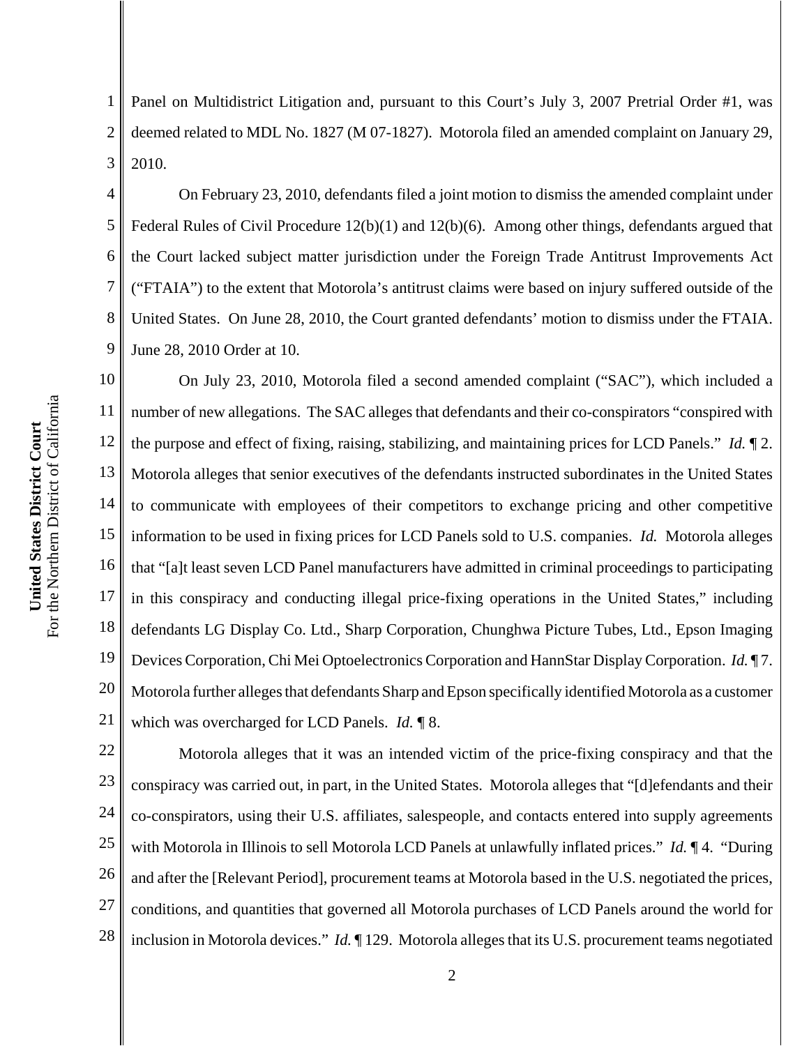Panel on Multidistrict Litigation and, pursuant to this Court's July 3, 2007 Pretrial Order #1, was deemed related to MDL No. 1827 (M 07-1827). Motorola filed an amended complaint on January 29, 2010.

On February 23, 2010, defendants filed a joint motion to dismiss the amended complaint under Federal Rules of Civil Procedure 12(b)(1) and 12(b)(6). Among other things, defendants argued that the Court lacked subject matter jurisdiction under the Foreign Trade Antitrust Improvements Act ("FTAIA") to the extent that Motorola's antitrust claims were based on injury suffered outside of the United States. On June 28, 2010, the Court granted defendants' motion to dismiss under the FTAIA. June 28, 2010 Order at 10.

On July 23, 2010, Motorola filed a second amended complaint ("SAC"), which included a number of new allegations. The SAC alleges that defendants and their co-conspirators "conspired with the purpose and effect of fixing, raising, stabilizing, and maintaining prices for LCD Panels." *Id.* ¶ 2. Motorola alleges that senior executives of the defendants instructed subordinates in the United States to communicate with employees of their competitors to exchange pricing and other competitive information to be used in fixing prices for LCD Panels sold to U.S. companies. *Id.* Motorola alleges that "[a]t least seven LCD Panel manufacturers have admitted in criminal proceedings to participating in this conspiracy and conducting illegal price-fixing operations in the United States," including defendants LG Display Co. Ltd., Sharp Corporation, Chunghwa Picture Tubes, Ltd., Epson Imaging Devices Corporation, Chi Mei Optoelectronics Corporation and HannStar Display Corporation. *Id.* ¶ 7. Motorola further alleges that defendants Sharp and Epson specifically identified Motorola as a customer which was overcharged for LCD Panels. *Id.* ¶ 8.

Motorola alleges that it was an intended victim of the price-fixing conspiracy and that the conspiracy was carried out, in part, in the United States. Motorola alleges that "[d]efendants and their co-conspirators, using their U.S. affiliates, salespeople, and contacts entered into supply agreements with Motorola in Illinois to sell Motorola LCD Panels at unlawfully inflated prices." *Id.* ¶ 4. "During and after the [Relevant Period], procurement teams at Motorola based in the U.S. negotiated the prices, conditions, and quantities that governed all Motorola purchases of LCD Panels around the world for inclusion in Motorola devices." *Id.* ¶ 129. Motorola alleges that its U.S. procurement teams negotiated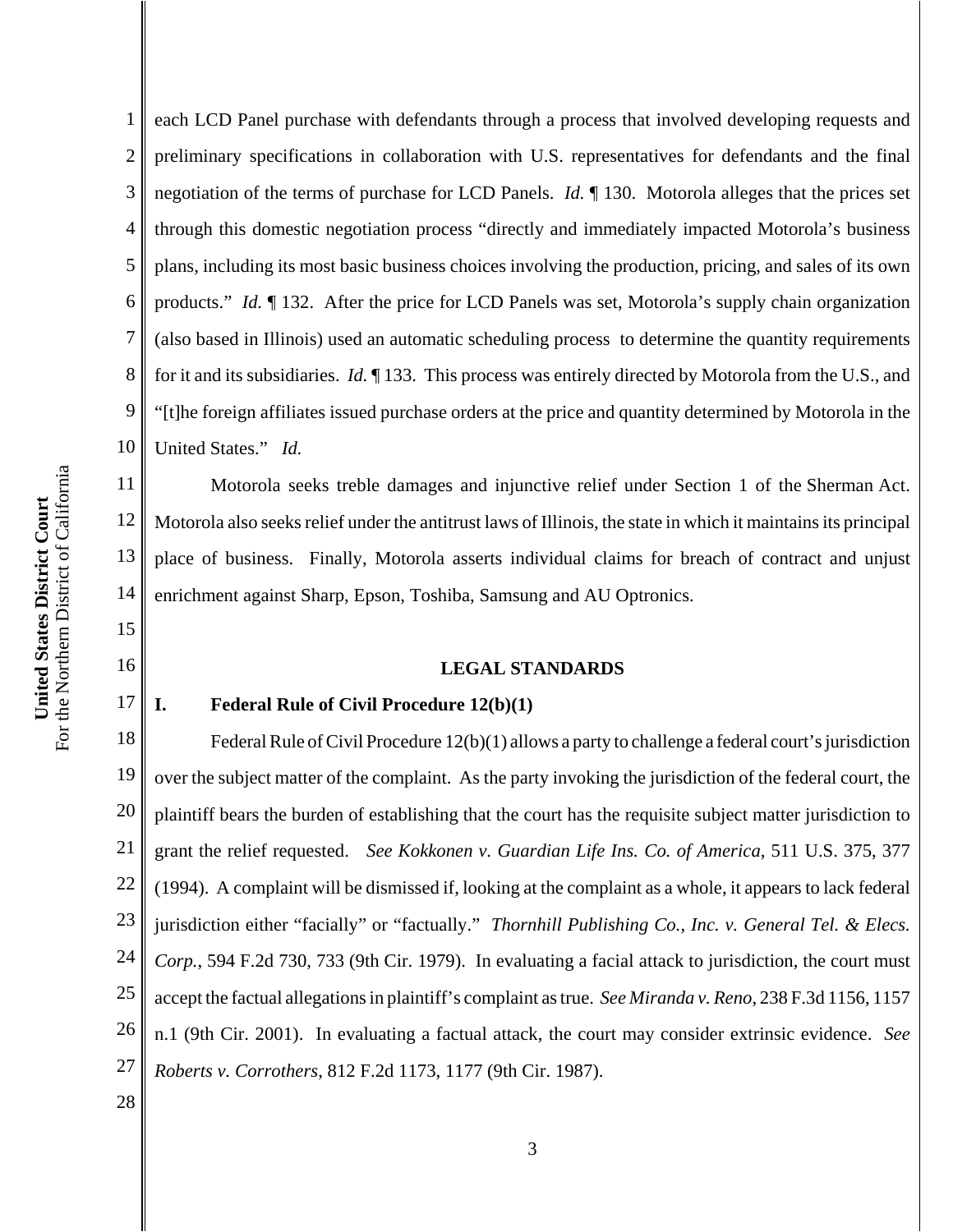each LCD Panel purchase with defendants through a process that involved developing requests and preliminary specifications in collaboration with U.S. representatives for defendants and the final negotiation of the terms of purchase for LCD Panels. *Id.* ¶ 130. Motorola alleges that the prices set through this domestic negotiation process "directly and immediately impacted Motorola's business plans, including its most basic business choices involving the production, pricing, and sales of its own products." *Id.* ¶ 132. After the price for LCD Panels was set, Motorola's supply chain organization (also based in Illinois) used an automatic scheduling process to determine the quantity requirements for it and its subsidiaries. *Id.* ¶ 133. This process was entirely directed by Motorola from the U.S., and "[t]he foreign affiliates issued purchase orders at the price and quantity determined by Motorola in the United States." *Id.*

Motorola seeks treble damages and injunctive relief under Section 1 of the Sherman Act. Motorola also seeks relief under the antitrust laws of Illinois, the state in which it maintains its principal place of business. Finally, Motorola asserts individual claims for breach of contract and unjust enrichment against Sharp, Epson, Toshiba, Samsung and AU Optronics.

## LEGAL STANDARDS

### I. Federal Rule of Civil Procedure 12(b)(1)

Federal Rule of Civil Procedure 12(b)(1) allows a party to challenge a federal court's jurisdiction over the subject matter of the complaint. As the party invoking the jurisdiction of the federal court, the plaintiff bears the burden of establishing that the court has the requisite subject matter jurisdiction to grant the relief requested. *See Kokkonen v. Guardian Life Ins. Co. of America*, 511 U.S. 375, 377 (1994). A complaint will be dismissed if, looking at the complaint as a whole, it appears to lack federal jurisdiction either "facially" or "factually." *Thornhill Publishing Co., Inc. v. General Tel. & Elecs. Corp.*, 594 F.2d 730, 733 (9th Cir. 1979). In evaluating a facial attack to jurisdiction, the court must accept the factual allegations in plaintiff's complaint as true. *See Miranda v. Reno*, 238 F.3d 1156, 1157 n.1 (9th Cir. 2001). In evaluating a factual attack, the court may consider extrinsic evidence. *See Roberts v. Corrothers*, 812 F.2d 1173, 1177 (9th Cir. 1987).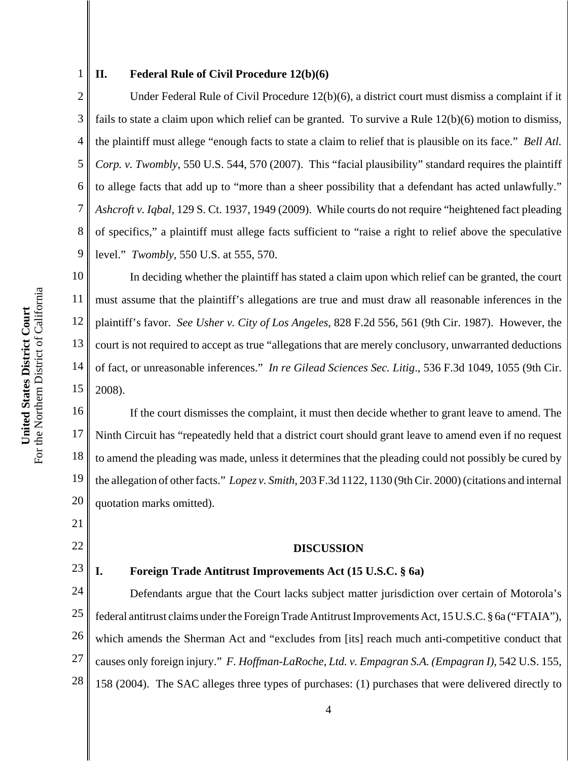## II. Federal Rule of Civil Procedure 12(b)(6)

Under Federal Rule of Civil Procedure 12(b)(6), a district court must dismiss a complaint if it fails to state a claim upon which relief can be granted. To survive a Rule 12(b)(6) motion to dismiss, the plaintiff must allege "enough facts to state a claim to relief that is plausible on its face." *Bell Atl. Corp. v. Twombly*, 550 U.S. 544, 570 (2007). This "facial plausibility" standard requires the plaintiff to allege facts that add up to "more than a sheer possibility that a defendant has acted unlawfully." *Ashcroft v. Iqbal*, 129 S. Ct. 1937, 1949 (2009). While courts do not require "heightened fact pleading of specifics," a plaintiff must allege facts sufficient to "raise a right to relief above the speculative level." *Twombly*, 550 U.S. at 555, 570.

In deciding whether the plaintiff has stated a claim upon which relief can be granted, the court must assume that the plaintiff's allegations are true and must draw all reasonable inferences in the plaintiff's favor. *See Usher v. City of Los Angeles*, 828 F.2d 556, 561 (9th Cir. 1987). However, the court is not required to accept as true "allegations that are merely conclusory, unwarranted deductions of fact, or unreasonable inferences." *In re Gilead Sciences Sec. Litig*., 536 F.3d 1049, 1055 (9th Cir. 2008).

If the court dismisses the complaint, it must then decide whether to grant leave to amend. The Ninth Circuit has "repeatedly held that a district court should grant leave to amend even if no request to amend the pleading was made, unless it determines that the pleading could not possibly be cured by the allegation of other facts." *Lopez v. Smith*, 203 F.3d 1122, 1130 (9th Cir. 2000) (citations and internal quotation marks omitted).

# DISCUSSION

## I. Foreign Trade Antitrust Improvements Act (15 U.S.C. § 6a)

Defendants argue that the Court lacks subject matter jurisdiction over certain of Motorola's federal antitrust claims under the Foreign Trade Antitrust Improvements Act, 15 U.S.C. § 6a ("FTAIA"), which amends the Sherman Act and "excludes from [its] reach much anti-competitive conduct that causes only foreign injury." *F. Hoffman-LaRoche, Ltd. v. Empagran S.A. (Empagran I)*, 542 U.S. 155, 158 (2004). The SAC alleges three types of purchases: (1) purchases that were delivered directly to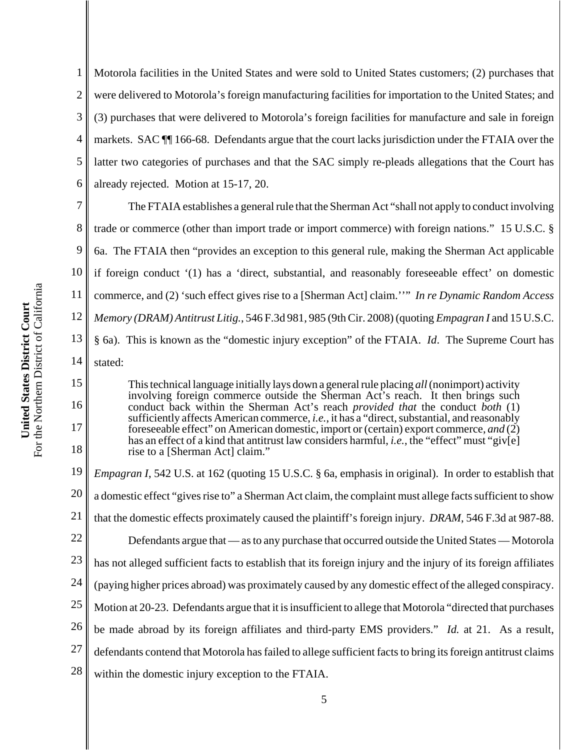Motorola facilities in the United States and were sold to United States customers; (2) purchases that were delivered to Motorola's foreign manufacturing facilities for importation to the United States; and (3) purchases that were delivered to Motorola's foreign facilities for manufacture and sale in foreign markets. SAC ¶¶ 166-68. Defendants argue that the court lacks jurisdiction under the FTAIA over the latter two categories of purchases and that the SAC simply re-pleads allegations that the Court has already rejected. Motion at 15-17, 20.

The FTAIA establishes a general rule that the Sherman Act "shall not apply to conduct involving trade or commerce (other than import trade or import commerce) with foreign nations." 15 U.S.C. § 6a. The FTAIA then "provides an exception to this general rule, making the Sherman Act applicable if foreign conduct '(1) has a 'direct, substantial, and reasonably foreseeable effect' on domestic commerce, and (2) 'such effect gives rise to a [Sherman Act] claim.''" *In re Dynamic Random Access Memory (DRAM) Antitrust Litig.*, 546 F.3d 981, 985 (9th Cir. 2008) (quoting *Empagran I* and 15 U.S.C. § 6a). This is known as the "domestic injury exception" of the FTAIA. *Id*. The Supreme Court has stated:

> This technical language initially lays down a general rule placing *all* (nonimport) activity involving foreign commerce outside the Sherman Act's reach. It then brings such conduct back within the Sherman Act's reach *provided that* the conduct *both* (1) sufficiently affects American commerce, *i.e.*, it has a "direct, substantial, and reasonably foreseeable effect" on American domestic, import or (certain) export commerce, *and* (2) has an effect of a kind that antitrust law considers harmful, *i.e.*, the "effect" must "giv[e] rise to a [Sherman Act] claim."

*Empagran I*, 542 U.S. at 162 (quoting 15 U.S.C. § 6a, emphasis in original). In order to establish that a domestic effect "gives rise to" a Sherman Act claim, the complaint must allege facts sufficient to show that the domestic effects proximately caused the plaintiff's foreign injury. *DRAM*, 546 F.3d at 987-88.

Defendants argue that — as to any purchase that occurred outside the United States — Motorola has not alleged sufficient facts to establish that its foreign injury and the injury of its foreign affiliates (paying higher prices abroad) was proximately caused by any domestic effect of the alleged conspiracy. Motion at 20-23. Defendants argue that it is insufficient to allege that Motorola "directed that purchases be made abroad by its foreign affiliates and third-party EMS providers." *Id.* at 21. As a result, defendants contend that Motorola has failed to allege sufficient facts to bring its foreign antitrust claims within the domestic injury exception to the FTAIA.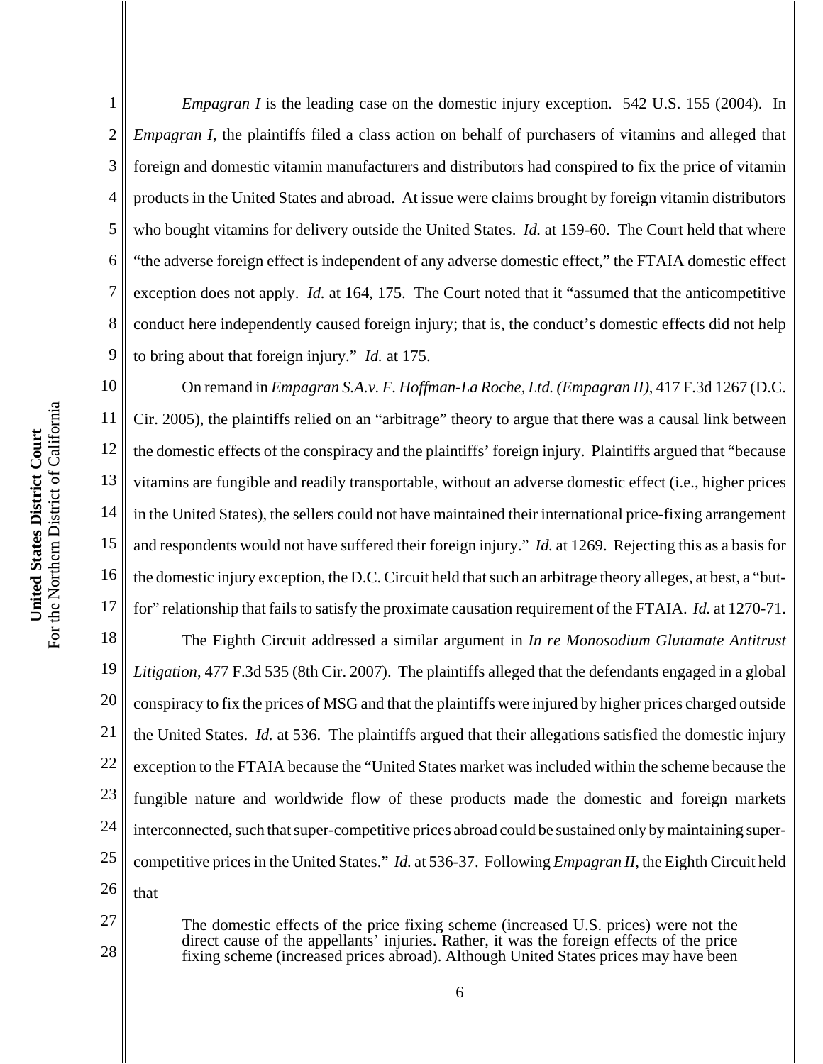*Empagran I* is the leading case on the domestic injury exception. 542 U.S. 155 (2004). In *Empagran I*, the plaintiffs filed a class action on behalf of purchasers of vitamins and alleged that foreign and domestic vitamin manufacturers and distributors had conspired to fix the price of vitamin products in the United States and abroad. At issue were claims brought by foreign vitamin distributors who bought vitamins for delivery outside the United States. *Id.* at 159-60. The Court held that where "the adverse foreign effect is independent of any adverse domestic effect," the FTAIA domestic effect exception does not apply. *Id.* at 164, 175. The Court noted that it "assumed that the anticompetitive conduct here independently caused foreign injury; that is, the conduct's domestic effects did not help to bring about that foreign injury." *Id.* at 175.

On remand in *Empagran S.A.v. F. Hoffman-La Roche, Ltd. (Empagran II)*, 417 F.3d 1267 (D.C. Cir. 2005), the plaintiffs relied on an "arbitrage" theory to argue that there was a causal link between the domestic effects of the conspiracy and the plaintiffs' foreign injury. Plaintiffs argued that "because vitamins are fungible and readily transportable, without an adverse domestic effect (i.e., higher prices in the United States), the sellers could not have maintained their international price-fixing arrangement and respondents would not have suffered their foreign injury." *Id.* at 1269. Rejecting this as a basis for the domestic injury exception, the D.C. Circuit held that such an arbitrage theory alleges, at best, a "but-for" relationship that fails to satisfy the proximate causation requirement of the FTAIA. *Id.* at 1270-71.

The Eighth Circuit addressed a similar argument in *In re Monosodium Glutamate Antitrust Litigation*, 477 F.3d 535 (8th Cir. 2007). The plaintiffs alleged that the defendants engaged in a global conspiracy to fix the prices of MSG and that the plaintiffs were injured by higher prices charged outside the United States. *Id.* at 536. The plaintiffs argued that their allegations satisfied the domestic injury exception to the FTAIA because the "United States market was included within the scheme because the fungible nature and worldwide flow of these products made the domestic and foreign markets interconnected, such that super-competitive prices abroad could be sustained only by maintaining super-competitive prices in the United States." *Id.* at 536-37. Following *Empagran II*, the Eighth Circuit held that

> The domestic effects of the price fixing scheme (increased U.S. prices) were not the direct cause of the appellants' injuries. Rather, it was the foreign effects of the price fixing scheme (increased prices abroad). Although United States prices may have been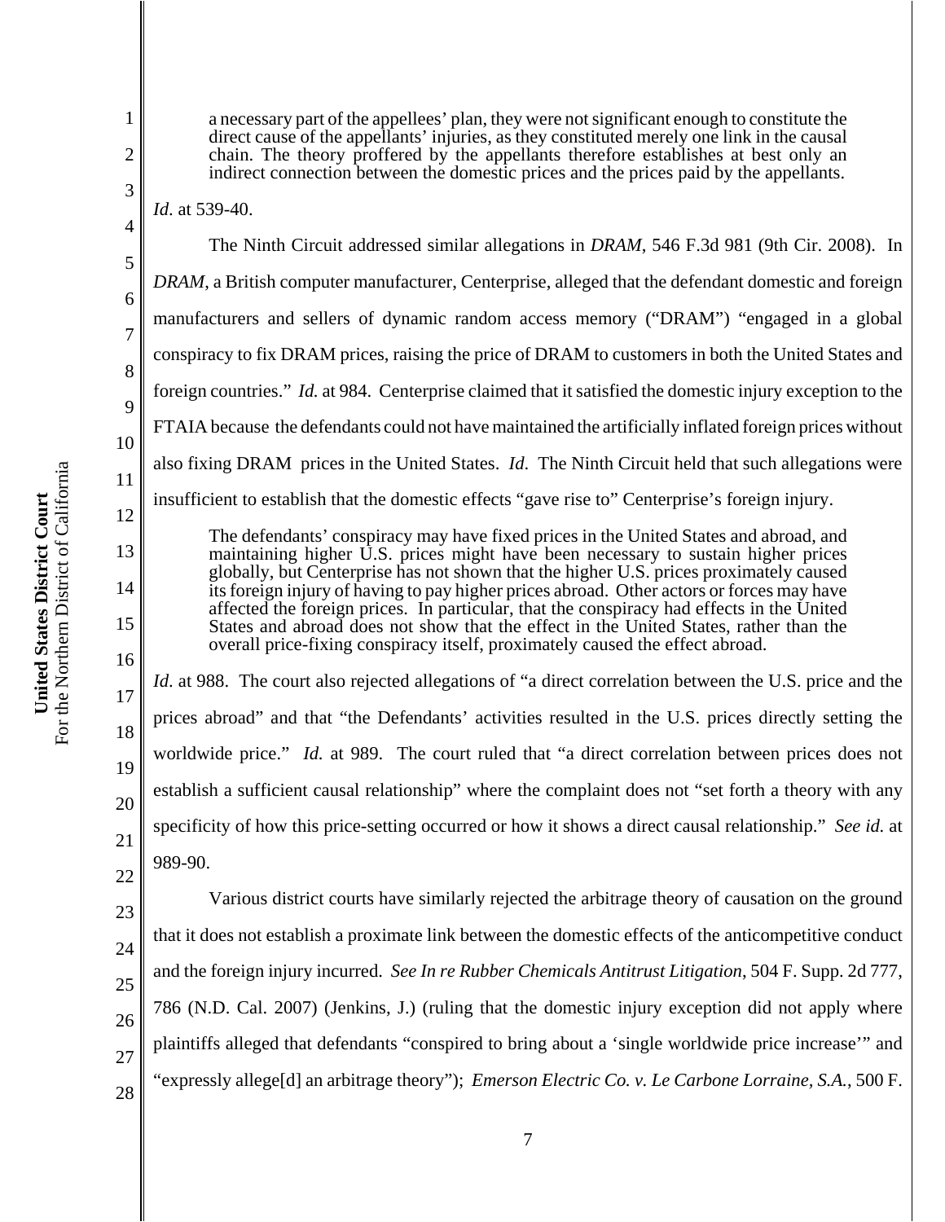> a necessary part of the appellees' plan, they were not significant enough to constitute the direct cause of the appellants' injuries, as they constituted merely one link in the causal chain. The theory proffered by the appellants therefore establishes at best only an indirect connection between the domestic prices and the prices paid by the appellants.

*Id.* at 539-40.

The Ninth Circuit addressed similar allegations in *DRAM*, 546 F.3d 981 (9th Cir. 2008). In *DRAM*, a British computer manufacturer, Centerprise, alleged that the defendant domestic and foreign manufacturers and sellers of dynamic random access memory ("DRAM") "engaged in a global conspiracy to fix DRAM prices, raising the price of DRAM to customers in both the United States and foreign countries." *Id.* at 984. Centerprise claimed that it satisfied the domestic injury exception to the FTAIA because the defendants could not have maintained the artificially inflated foreign prices without also fixing DRAM prices in the United States. *Id*. The Ninth Circuit held that such allegations were insufficient to establish that the domestic effects "gave rise to" Centerprise's foreign injury.

> The defendants' conspiracy may have fixed prices in the United States and abroad, and maintaining higher U.S. prices might have been necessary to sustain higher prices globally, but Centerprise has not shown that the higher U.S. prices proximately caused its foreign injury of having to pay higher prices abroad. Other actors or forces may have affected the foreign prices. In particular, that the conspiracy had effects in the United States and abroad does not show that the effect in the United States, rather than the overall price-fixing conspiracy itself, proximately caused the effect abroad.

*Id*. at 988. The court also rejected allegations of "a direct correlation between the U.S. price and the prices abroad" and that "the Defendants' activities resulted in the U.S. prices directly setting the worldwide price." *Id.* at 989. The court ruled that "a direct correlation between prices does not establish a sufficient causal relationship" where the complaint does not "set forth a theory with any specificity of how this price-setting occurred or how it shows a direct causal relationship." *See id.* at 989-90.

Various district courts have similarly rejected the arbitrage theory of causation on the ground that it does not establish a proximate link between the domestic effects of the anticompetitive conduct and the foreign injury incurred. *See In re Rubber Chemicals Antitrust Litigation*, 504 F. Supp. 2d 777, 786 (N.D. Cal. 2007) (Jenkins, J.) (ruling that the domestic injury exception did not apply where plaintiffs alleged that defendants "conspired to bring about a 'single worldwide price increase'" and "expressly allege[d] an arbitrage theory"); *Emerson Electric Co. v. Le Carbone Lorraine, S.A.*, 500 F.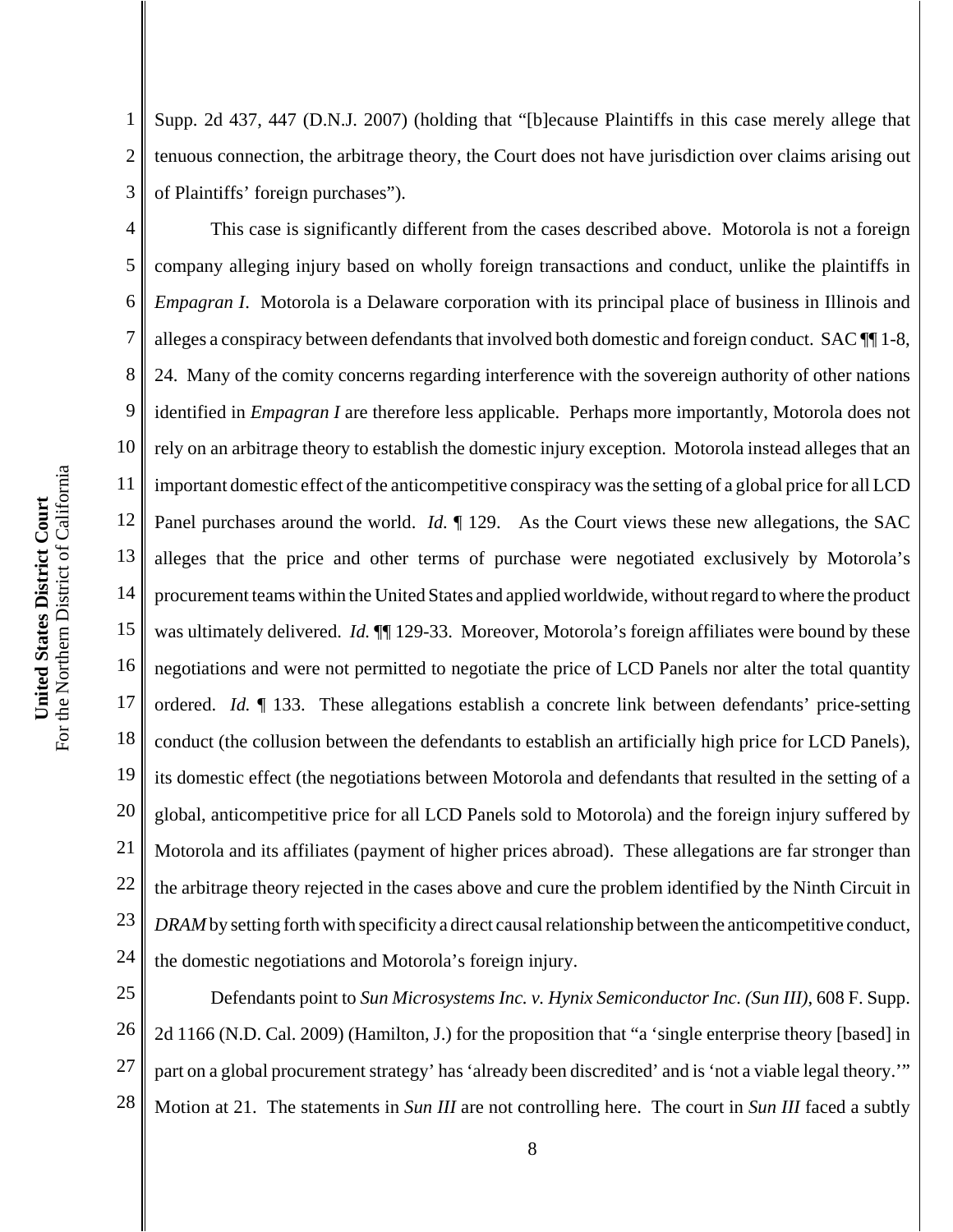Supp. 2d 437, 447 (D.N.J. 2007) (holding that "[b]ecause Plaintiffs in this case merely allege that tenuous connection, the arbitrage theory, the Court does not have jurisdiction over claims arising out of Plaintiffs' foreign purchases").

This case is significantly different from the cases described above. Motorola is not a foreign company alleging injury based on wholly foreign transactions and conduct, unlike the plaintiffs in *Empagran I*. Motorola is a Delaware corporation with its principal place of business in Illinois and alleges a conspiracy between defendants that involved both domestic and foreign conduct. SAC ¶¶ 1-8, 24. Many of the comity concerns regarding interference with the sovereign authority of other nations identified in *Empagran I* are therefore less applicable. Perhaps more importantly, Motorola does not rely on an arbitrage theory to establish the domestic injury exception. Motorola instead alleges that an important domestic effect of the anticompetitive conspiracy was the setting of a global price for all LCD Panel purchases around the world. *Id.* ¶ 129. As the Court views these new allegations, the SAC alleges that the price and other terms of purchase were negotiated exclusively by Motorola's procurement teams within the United States and applied worldwide, without regard to where the product was ultimately delivered. *Id.* ¶¶ 129-33. Moreover, Motorola's foreign affiliates were bound by these negotiations and were not permitted to negotiate the price of LCD Panels nor alter the total quantity ordered. *Id.* ¶ 133. These allegations establish a concrete link between defendants' price-setting conduct (the collusion between the defendants to establish an artificially high price for LCD Panels), its domestic effect (the negotiations between Motorola and defendants that resulted in the setting of a global, anticompetitive price for all LCD Panels sold to Motorola) and the foreign injury suffered by Motorola and its affiliates (payment of higher prices abroad). These allegations are far stronger than the arbitrage theory rejected in the cases above and cure the problem identified by the Ninth Circuit in *DRAM* by setting forth with specificity a direct causal relationship between the anticompetitive conduct, the domestic negotiations and Motorola's foreign injury.

Defendants point to *Sun Microsystems Inc. v. Hynix Semiconductor Inc. (Sun III)*, 608 F. Supp. 2d 1166 (N.D. Cal. 2009) (Hamilton, J.) for the proposition that "a 'single enterprise theory [based] in part on a global procurement strategy' has 'already been discredited' and is 'not a viable legal theory.'" Motion at 21. The statements in *Sun III* are not controlling here. The court in *Sun III* faced a subtly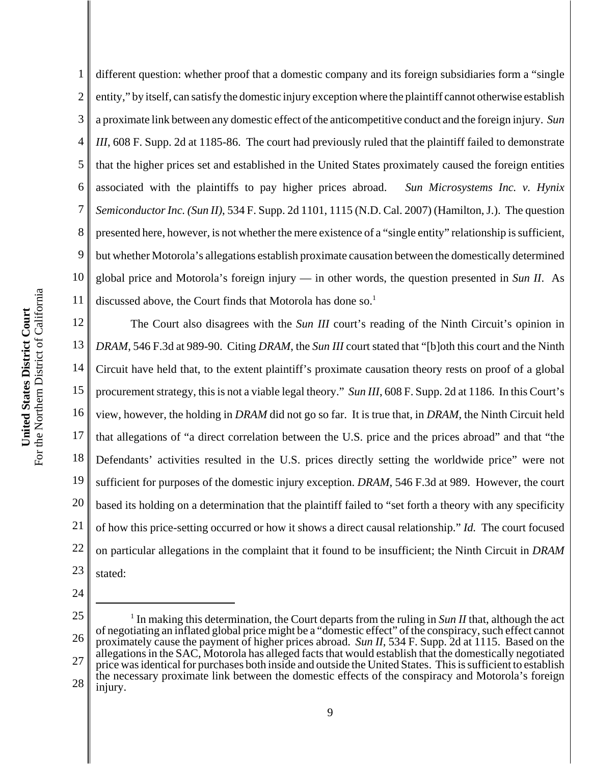different question: whether proof that a domestic company and its foreign subsidiaries form a "single entity," by itself, can satisfy the domestic injury exception where the plaintiff cannot otherwise establish a proximate link between any domestic effect of the anticompetitive conduct and the foreign injury. *Sun III*, 608 F. Supp. 2d at 1185-86. The court had previously ruled that the plaintiff failed to demonstrate that the higher prices set and established in the United States proximately caused the foreign entities associated with the plaintiffs to pay higher prices abroad. *Sun Microsystems Inc. v. Hynix Semiconductor Inc. (Sun II)*, 534 F. Supp. 2d 1101, 1115 (N.D. Cal. 2007) (Hamilton, J.). The question presented here, however, is not whether the mere existence of a "single entity" relationship is sufficient, but whether Motorola's allegations establish proximate causation between the domestically determined global price and Motorola's foreign injury — in other words, the question presented in *Sun II*. As discussed above, the Court finds that Motorola has done so.[1]

The Court also disagrees with the *Sun III* court's reading of the Ninth Circuit's opinion in *DRAM*, 546 F.3d at 989-90. Citing *DRAM*, the *Sun III* court stated that "[b]oth this court and the Ninth Circuit have held that, to the extent plaintiff's proximate causation theory rests on proof of a global procurement strategy, this is not a viable legal theory." *Sun III*, 608 F. Supp. 2d at 1186. In this Court's view, however, the holding in *DRAM* did not go so far. It is true that, in *DRAM*, the Ninth Circuit held that allegations of "a direct correlation between the U.S. price and the prices abroad" and that "the Defendants' activities resulted in the U.S. prices directly setting the worldwide price" were not sufficient for purposes of the domestic injury exception. *DRAM*, 546 F.3d at 989. However, the court based its holding on a determination that the plaintiff failed to "set forth a theory with any specificity of how this price-setting occurred or how it shows a direct causal relationship." *Id.* The court focused on particular allegations in the complaint that it found to be insufficient; the Ninth Circuit in *DRAM* stated:

---

[1] In making this determination, the Court departs from the ruling in *Sun II* that, although the act of negotiating an inflated global price might be a "domestic effect" of the conspiracy, such effect cannot proximately cause the payment of higher prices abroad. *Sun II*, 534 F. Supp. 2d at 1115. Based on the allegations in the SAC, Motorola has alleged facts that would establish that the domestically negotiated price was identical for purchases both inside and outside the United States. This is sufficient to establish the necessary proximate link between the domestic effects of the conspiracy and Motorola's foreign injury.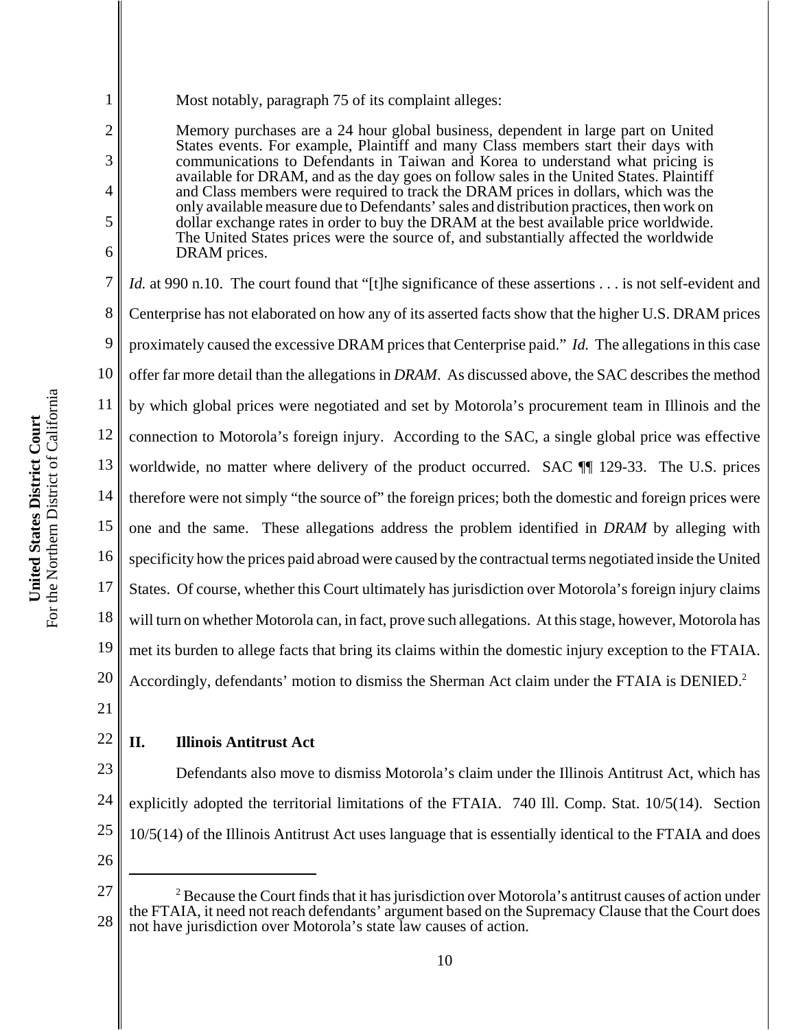Most notably, paragraph 75 of its complaint alleges:

> Memory purchases are a 24 hour global business, dependent in large part on United States events. For example, Plaintiff and many Class members start their days with communications to Defendants in Taiwan and Korea to understand what pricing is available for DRAM, and as the day goes on follow sales in the United States. Plaintiff and Class members were required to track the DRAM prices in dollars, which was the only available measure due to Defendants' sales and distribution practices, then work on dollar exchange rates in order to buy the DRAM at the best available price worldwide. The United States prices were the source of, and substantially affected the worldwide DRAM prices.

*Id.* at 990 n.10. The court found that "[t]he significance of these assertions . . . is not self-evident and Centerprise has not elaborated on how any of its asserted facts show that the higher U.S. DRAM prices proximately caused the excessive DRAM prices that Centerprise paid." *Id.* The allegations in this case offer far more detail than the allegations in *DRAM*. As discussed above, the SAC describes the method by which global prices were negotiated and set by Motorola's procurement team in Illinois and the connection to Motorola's foreign injury. According to the SAC, a single global price was effective worldwide, no matter where delivery of the product occurred. SAC ¶¶ 129-33. The U.S. prices therefore were not simply "the source of" the foreign prices; both the domestic and foreign prices were one and the same. These allegations address the problem identified in *DRAM* by alleging with specificity how the prices paid abroad were caused by the contractual terms negotiated inside the United States. Of course, whether this Court ultimately has jurisdiction over Motorola's foreign injury claims will turn on whether Motorola can, in fact, prove such allegations. At this stage, however, Motorola has met its burden to allege facts that bring its claims within the domestic injury exception to the FTAIA. Accordingly, defendants' motion to dismiss the Sherman Act claim under the FTAIA is DENIED.[2]

## II. Illinois Antitrust Act

Defendants also move to dismiss Motorola's claim under the Illinois Antitrust Act, which has explicitly adopted the territorial limitations of the FTAIA. 740 Ill. Comp. Stat. 10/5(14). Section 10/5(14) of the Illinois Antitrust Act uses language that is essentially identical to the FTAIA and does

---

[2] Because the Court finds that it has jurisdiction over Motorola's antitrust causes of action under the FTAIA, it need not reach defendants' argument based on the Supremacy Clause that the Court does not have jurisdiction over Motorola's state law causes of action.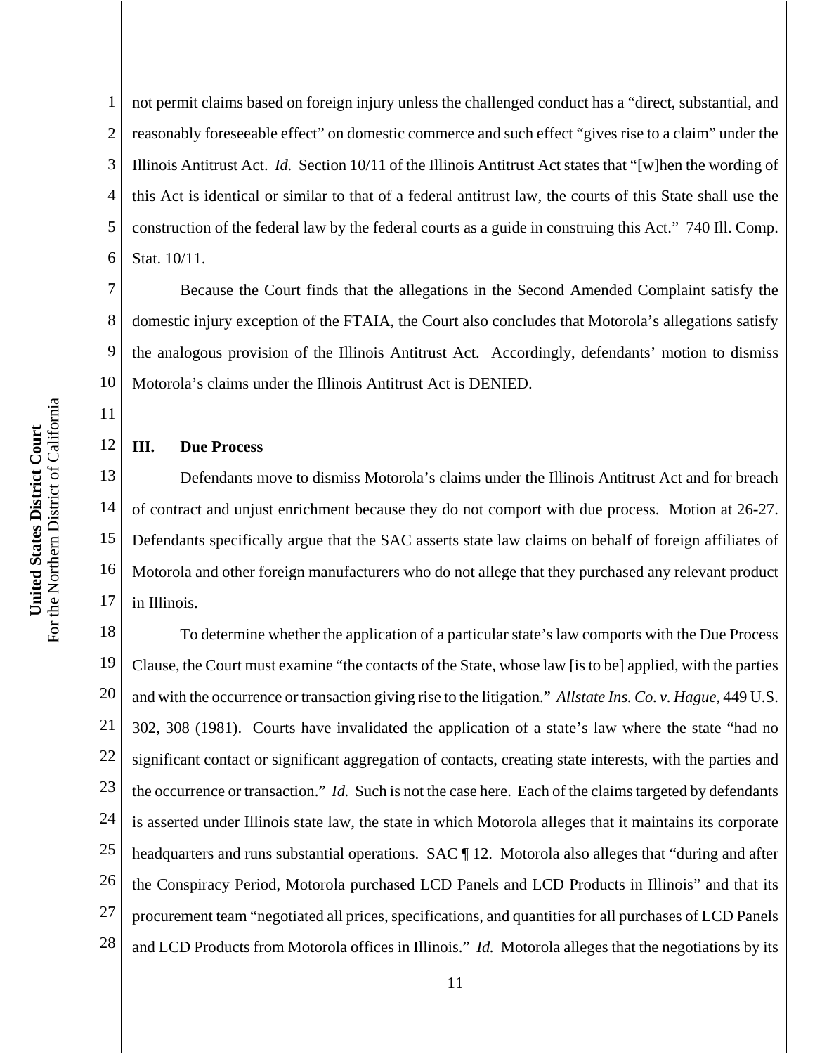not permit claims based on foreign injury unless the challenged conduct has a "direct, substantial, and reasonably foreseeable effect" on domestic commerce and such effect "gives rise to a claim" under the Illinois Antitrust Act. *Id.* Section 10/11 of the Illinois Antitrust Act states that "[w]hen the wording of this Act is identical or similar to that of a federal antitrust law, the courts of this State shall use the construction of the federal law by the federal courts as a guide in construing this Act." 740 Ill. Comp. Stat. 10/11.

Because the Court finds that the allegations in the Second Amended Complaint satisfy the domestic injury exception of the FTAIA, the Court also concludes that Motorola's allegations satisfy the analogous provision of the Illinois Antitrust Act. Accordingly, defendants' motion to dismiss Motorola's claims under the Illinois Antitrust Act is DENIED.

## III. Due Process

Defendants move to dismiss Motorola's claims under the Illinois Antitrust Act and for breach of contract and unjust enrichment because they do not comport with due process. Motion at 26-27. Defendants specifically argue that the SAC asserts state law claims on behalf of foreign affiliates of Motorola and other foreign manufacturers who do not allege that they purchased any relevant product in Illinois.

To determine whether the application of a particular state's law comports with the Due Process Clause, the Court must examine "the contacts of the State, whose law [is to be] applied, with the parties and with the occurrence or transaction giving rise to the litigation." *Allstate Ins. Co. v. Hague*, 449 U.S. 302, 308 (1981). Courts have invalidated the application of a state's law where the state "had no significant contact or significant aggregation of contacts, creating state interests, with the parties and the occurrence or transaction." *Id.* Such is not the case here. Each of the claims targeted by defendants is asserted under Illinois state law, the state in which Motorola alleges that it maintains its corporate headquarters and runs substantial operations. SAC ¶ 12. Motorola also alleges that "during and after the Conspiracy Period, Motorola purchased LCD Panels and LCD Products in Illinois" and that its procurement team "negotiated all prices, specifications, and quantities for all purchases of LCD Panels and LCD Products from Motorola offices in Illinois." *Id.* Motorola alleges that the negotiations by its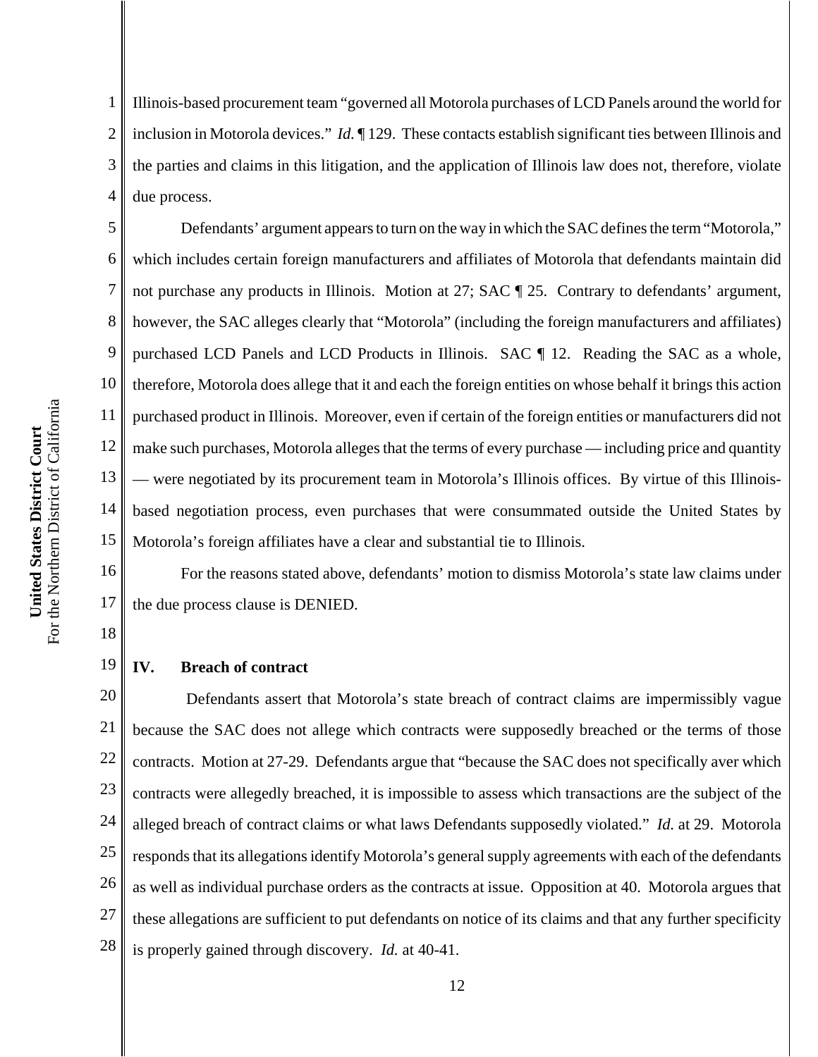Illinois-based procurement team "governed all Motorola purchases of LCD Panels around the world for inclusion in Motorola devices." *Id.* ¶ 129. These contacts establish significant ties between Illinois and the parties and claims in this litigation, and the application of Illinois law does not, therefore, violate due process.

Defendants' argument appears to turn on the way in which the SAC defines the term "Motorola," which includes certain foreign manufacturers and affiliates of Motorola that defendants maintain did not purchase any products in Illinois. Motion at 27; SAC ¶ 25. Contrary to defendants' argument, however, the SAC alleges clearly that "Motorola" (including the foreign manufacturers and affiliates) purchased LCD Panels and LCD Products in Illinois. SAC ¶ 12. Reading the SAC as a whole, therefore, Motorola does allege that it and each the foreign entities on whose behalf it brings this action purchased product in Illinois. Moreover, even if certain of the foreign entities or manufacturers did not make such purchases, Motorola alleges that the terms of every purchase — including price and quantity — were negotiated by its procurement team in Motorola's Illinois offices. By virtue of this Illinois-based negotiation process, even purchases that were consummated outside the United States by Motorola's foreign affiliates have a clear and substantial tie to Illinois.

For the reasons stated above, defendants' motion to dismiss Motorola's state law claims under the due process clause is DENIED.

## IV. Breach of contract

Defendants assert that Motorola's state breach of contract claims are impermissibly vague because the SAC does not allege which contracts were supposedly breached or the terms of those contracts. Motion at 27-29. Defendants argue that "because the SAC does not specifically aver which contracts were allegedly breached, it is impossible to assess which transactions are the subject of the alleged breach of contract claims or what laws Defendants supposedly violated." *Id.* at 29. Motorola responds that its allegations identify Motorola's general supply agreements with each of the defendants as well as individual purchase orders as the contracts at issue. Opposition at 40. Motorola argues that these allegations are sufficient to put defendants on notice of its claims and that any further specificity is properly gained through discovery. *Id.* at 40-41.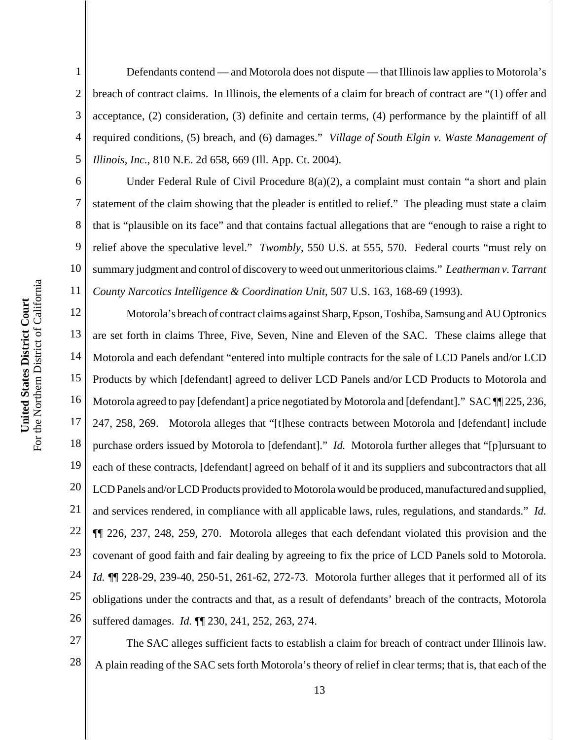Defendants contend — and Motorola does not dispute — that Illinois law applies to Motorola's breach of contract claims. In Illinois, the elements of a claim for breach of contract are "(1) offer and acceptance, (2) consideration, (3) definite and certain terms, (4) performance by the plaintiff of all required conditions, (5) breach, and (6) damages." *Village of South Elgin v. Waste Management of Illinois, Inc.*, 810 N.E. 2d 658, 669 (Ill. App. Ct. 2004).

Under Federal Rule of Civil Procedure 8(a)(2), a complaint must contain "a short and plain statement of the claim showing that the pleader is entitled to relief." The pleading must state a claim that is "plausible on its face" and that contains factual allegations that are "enough to raise a right to relief above the speculative level." *Twombly*, 550 U.S. at 555, 570. Federal courts "must rely on summary judgment and control of discovery to weed out unmeritorious claims." *Leatherman v. Tarrant County Narcotics Intelligence & Coordination Unit*, 507 U.S. 163, 168-69 (1993).

Motorola's breach of contract claims against Sharp, Epson, Toshiba, Samsung and AU Optronics are set forth in claims Three, Five, Seven, Nine and Eleven of the SAC. These claims allege that Motorola and each defendant "entered into multiple contracts for the sale of LCD Panels and/or LCD Products by which [defendant] agreed to deliver LCD Panels and/or LCD Products to Motorola and Motorola agreed to pay [defendant] a price negotiated by Motorola and [defendant]." SAC ¶¶ 225, 236, 247, 258, 269. Motorola alleges that "[t]hese contracts between Motorola and [defendant] include purchase orders issued by Motorola to [defendant]." *Id.* Motorola further alleges that "[p]ursuant to each of these contracts, [defendant] agreed on behalf of it and its suppliers and subcontractors that all LCD Panels and/or LCD Products provided to Motorola would be produced, manufactured and supplied, and services rendered, in compliance with all applicable laws, rules, regulations, and standards." *Id.* ¶¶ 226, 237, 248, 259, 270. Motorola alleges that each defendant violated this provision and the covenant of good faith and fair dealing by agreeing to fix the price of LCD Panels sold to Motorola. *Id.* ¶¶ 228-29, 239-40, 250-51, 261-62, 272-73. Motorola further alleges that it performed all of its obligations under the contracts and that, as a result of defendants' breach of the contracts, Motorola suffered damages. *Id.* ¶¶ 230, 241, 252, 263, 274.

The SAC alleges sufficient facts to establish a claim for breach of contract under Illinois law. A plain reading of the SAC sets forth Motorola's theory of relief in clear terms; that is, that each of the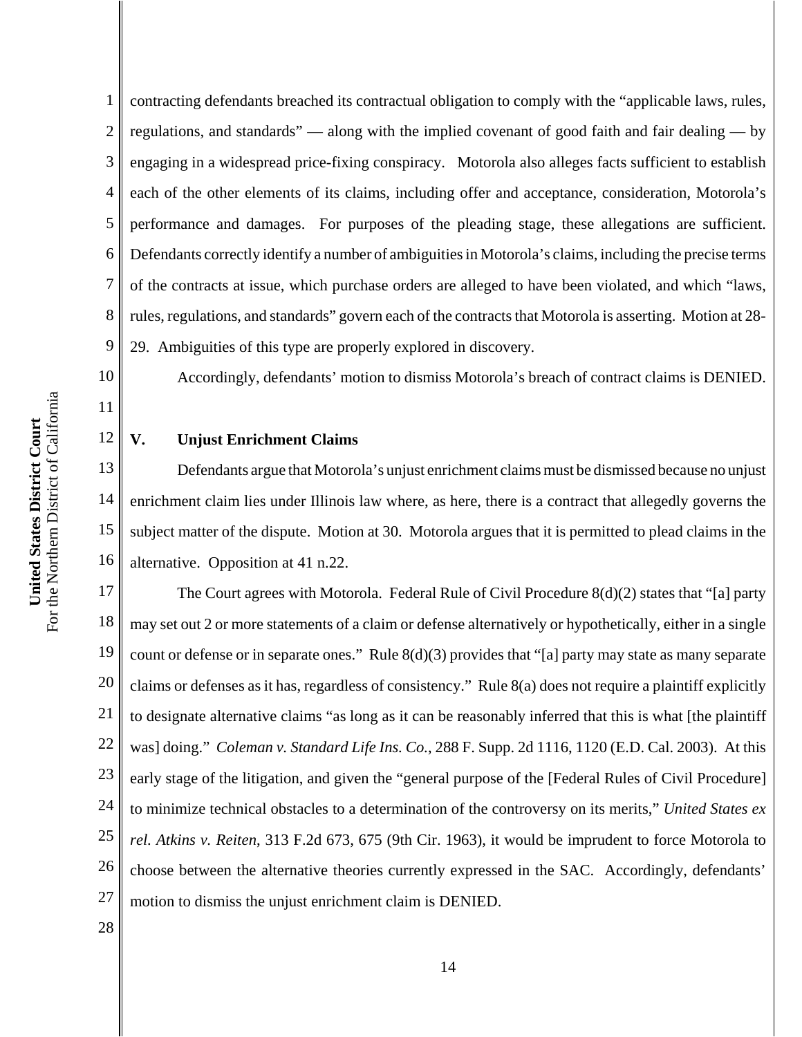contracting defendants breached its contractual obligation to comply with the "applicable laws, rules, regulations, and standards" — along with the implied covenant of good faith and fair dealing — by engaging in a widespread price-fixing conspiracy. Motorola also alleges facts sufficient to establish each of the other elements of its claims, including offer and acceptance, consideration, Motorola's performance and damages. For purposes of the pleading stage, these allegations are sufficient. Defendants correctly identify a number of ambiguities in Motorola's claims, including the precise terms of the contracts at issue, which purchase orders are alleged to have been violated, and which "laws, rules, regulations, and standards" govern each of the contracts that Motorola is asserting. Motion at 28-29. Ambiguities of this type are properly explored in discovery.

Accordingly, defendants' motion to dismiss Motorola's breach of contract claims is DENIED.

## V. Unjust Enrichment Claims

Defendants argue that Motorola's unjust enrichment claims must be dismissed because no unjust enrichment claim lies under Illinois law where, as here, there is a contract that allegedly governs the subject matter of the dispute. Motion at 30. Motorola argues that it is permitted to plead claims in the alternative. Opposition at 41 n.22.

The Court agrees with Motorola. Federal Rule of Civil Procedure 8(d)(2) states that "[a] party may set out 2 or more statements of a claim or defense alternatively or hypothetically, either in a single count or defense or in separate ones." Rule 8(d)(3) provides that "[a] party may state as many separate claims or defenses as it has, regardless of consistency." Rule 8(a) does not require a plaintiff explicitly to designate alternative claims "as long as it can be reasonably inferred that this is what [the plaintiff was] doing." *Coleman v. Standard Life Ins. Co.*, 288 F. Supp. 2d 1116, 1120 (E.D. Cal. 2003). At this early stage of the litigation, and given the "general purpose of the [Federal Rules of Civil Procedure] to minimize technical obstacles to a determination of the controversy on its merits," *United States ex rel. Atkins v. Reiten*, 313 F.2d 673, 675 (9th Cir. 1963), it would be imprudent to force Motorola to choose between the alternative theories currently expressed in the SAC. Accordingly, defendants' motion to dismiss the unjust enrichment claim is DENIED.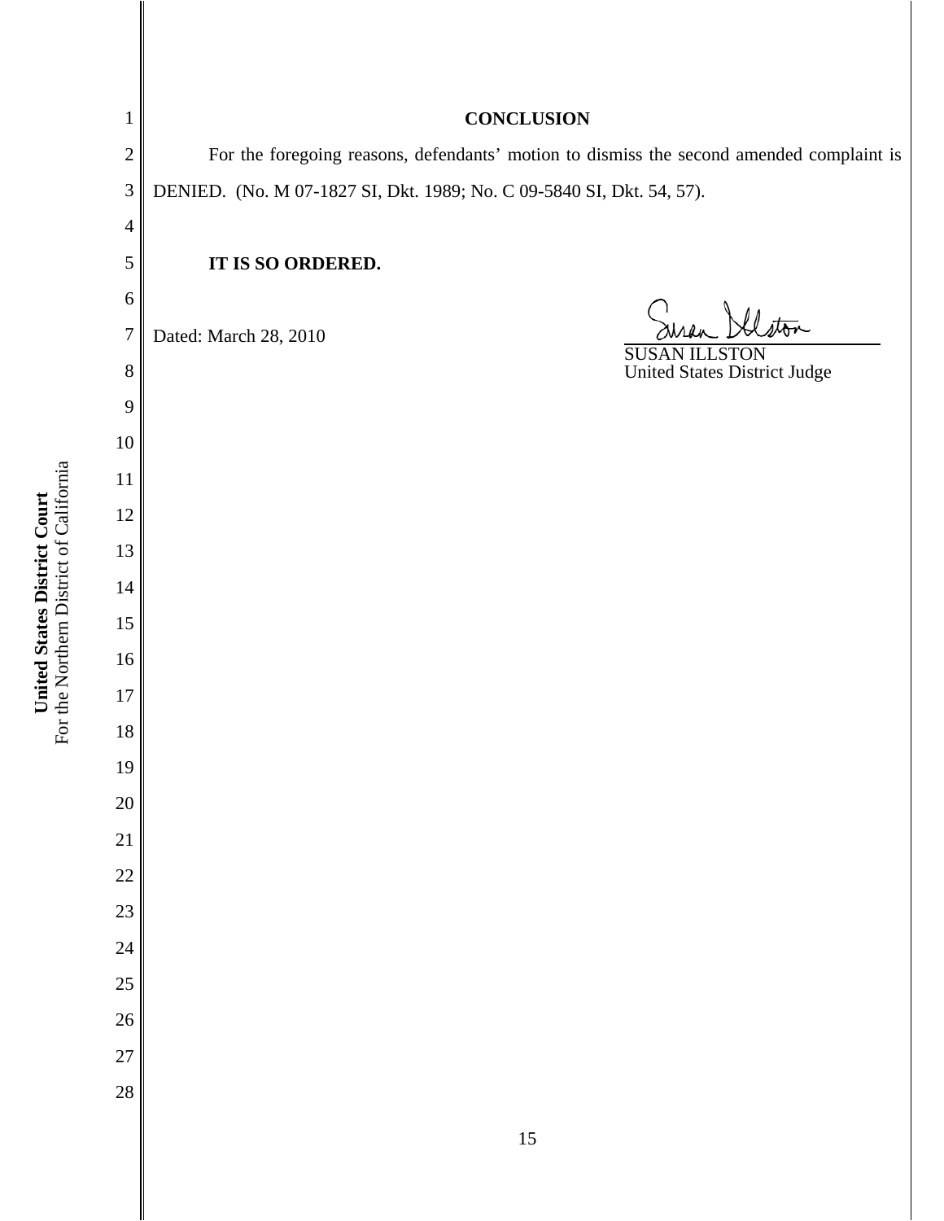## CONCLUSION

For the foregoing reasons, defendants' motion to dismiss the second amended complaint is DENIED. (No. M 07-1827 SI, Dkt. 1989; No. C 09-5840 SI, Dkt. 54, 57).

**IT IS SO ORDERED.**

Dated: March 28, 2010

SUSAN ILLSTON
United States District Judge